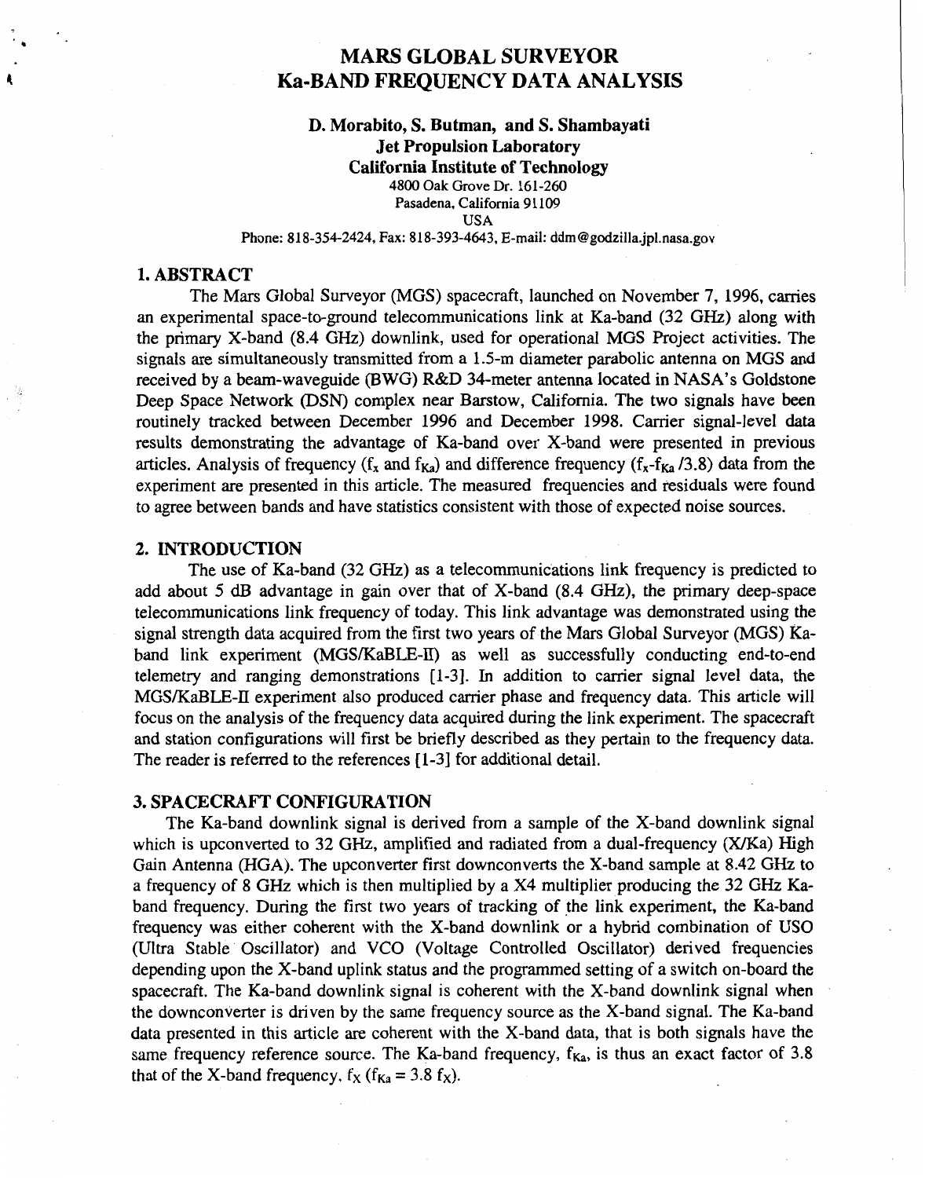# MARS GLOBAL SURVEYOR Ka-BAND FREQUENCY DATA ANALYSIS

**D. Morabito, S. Butman, and S. Shambayati**
**Jet Propulsion Laboratory**
**California Institute of Technology**
4800 Oak Grove Dr. 161-260
Pasadena, California 91109
USA
Phone: 818-354-2424, Fax: 818-393-4643, E-mail: ddm@godzilla.jpl.nasa.gov

## 1. ABSTRACT

The Mars Global Surveyor (MGS) spacecraft, launched on November 7, 1996, carries an experimental space-to-ground telecommunications link at Ka-band (32 GHz) along with the primary X-band (8.4 GHz) downlink, used for operational MGS Project activities. The signals are simultaneously transmitted from a 1.5-m diameter parabolic antenna on MGS and received by a beam-waveguide (BWG) R&D 34-meter antenna located in NASA's Goldstone Deep Space Network (DSN) complex near Barstow, California. The two signals have been routinely tracked between December 1996 and December 1998. Carrier signal-level data results demonstrating the advantage of Ka-band over X-band were presented in previous articles. Analysis of frequency ($f_x$ and $f_{Ka}$) and difference frequency ($f_x$-$f_{Ka}$ /3.8) data from the experiment are presented in this article. The measured frequencies and residuals were found to agree between bands and have statistics consistent with those of expected noise sources.

## 2. INTRODUCTION

The use of Ka-band (32 GHz) as a telecommunications link frequency is predicted to add about 5 dB advantage in gain over that of X-band (8.4 GHz), the primary deep-space telecommunications link frequency of today. This link advantage was demonstrated using the signal strength data acquired from the first two years of the Mars Global Surveyor (MGS) Ka-band link experiment (MGS/KaBLE-II) as well as successfully conducting end-to-end telemetry and ranging demonstrations [1-3]. In addition to carrier signal level data, the MGS/KaBLE-II experiment also produced carrier phase and frequency data. This article will focus on the analysis of the frequency data acquired during the link experiment. The spacecraft and station configurations will first be briefly described as they pertain to the frequency data. The reader is referred to the references [1-3] for additional detail.

## 3. SPACECRAFT CONFIGURATION

The Ka-band downlink signal is derived from a sample of the X-band downlink signal which is upconverted to 32 GHz, amplified and radiated from a dual-frequency (X/Ka) High Gain Antenna (HGA). The upconverter first downconverts the X-band sample at 8.42 GHz to a frequency of 8 GHz which is then multiplied by a X4 multiplier producing the 32 GHz Ka-band frequency. During the first two years of tracking of the link experiment, the Ka-band frequency was either coherent with the X-band downlink or a hybrid combination of USO (Ultra Stable Oscillator) and VCO (Voltage Controlled Oscillator) derived frequencies depending upon the X-band uplink status and the programmed setting of a switch on-board the spacecraft. The Ka-band downlink signal is coherent with the X-band downlink signal when the downconverter is driven by the same frequency source as the X-band signal. The Ka-band data presented in this article are coherent with the X-band data, that is both signals have the same frequency reference source. The Ka-band frequency, $f_{Ka}$, is thus an exact factor of 3.8 that of the X-band frequency, $f_X$ ($f_{Ka} = 3.8\ f_X$).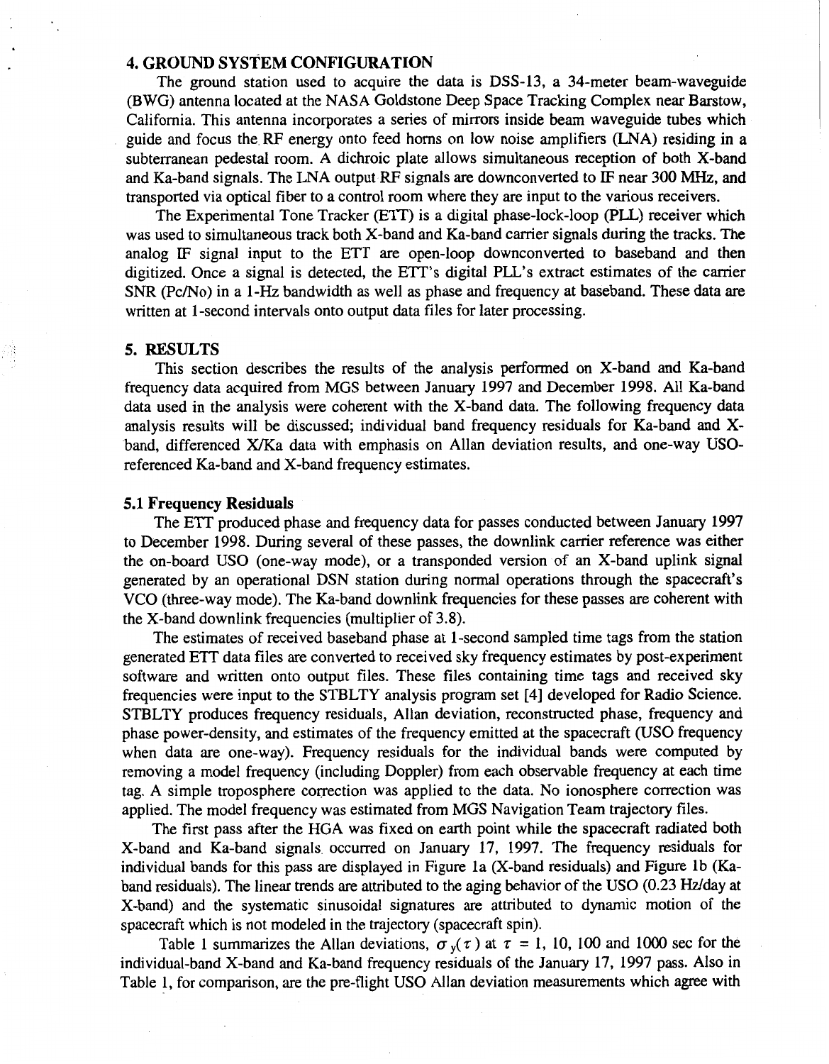## 4. GROUND SYSTEM CONFIGURATION

The ground station used to acquire the data is DSS-13, a 34-meter beam-waveguide (BWG) antenna located at the NASA Goldstone Deep Space Tracking Complex near Barstow, California. This antenna incorporates a series of mirrors inside beam waveguide tubes which guide and focus the RF energy onto feed horns on low noise amplifiers (LNA) residing in a subterranean pedestal room. A dichroic plate allows simultaneous reception of both X-band and Ka-band signals. The LNA output RF signals are downconverted to IF near 300 MHz, and transported via optical fiber to a control room where they are input to the various receivers.

The Experimental Tone Tracker (ETT) is a digital phase-lock-loop (PLL) receiver which was used to simultaneous track both X-band and Ka-band carrier signals during the tracks. The analog IF signal input to the ETT are open-loop downconverted to baseband and then digitized. Once a signal is detected, the ETT's digital PLL's extract estimates of the carrier SNR (Pc/No) in a 1-Hz bandwidth as well as phase and frequency at baseband. These data are written at 1-second intervals onto output data files for later processing.

## 5. RESULTS

This section describes the results of the analysis performed on X-band and Ka-band frequency data acquired from MGS between January 1997 and December 1998. All Ka-band data used in the analysis were coherent with the X-band data. The following frequency data analysis results will be discussed; individual band frequency residuals for Ka-band and X-band, differenced X/Ka data with emphasis on Allan deviation results, and one-way USO-referenced Ka-band and X-band frequency estimates.

### 5.1 Frequency Residuals

The ETT produced phase and frequency data for passes conducted between January 1997 to December 1998. During several of these passes, the downlink carrier reference was either the on-board USO (one-way mode), or a transponded version of an X-band uplink signal generated by an operational DSN station during normal operations through the spacecraft's VCO (three-way mode). The Ka-band downlink frequencies for these passes are coherent with the X-band downlink frequencies (multiplier of 3.8).

The estimates of received baseband phase at 1-second sampled time tags from the station generated ETT data files are converted to received sky frequency estimates by post-experiment software and written onto output files. These files containing time tags and received sky frequencies were input to the STBLTY analysis program set [4] developed for Radio Science. STBLTY produces frequency residuals, Allan deviation, reconstructed phase, frequency and phase power-density, and estimates of the frequency emitted at the spacecraft (USO frequency when data are one-way). Frequency residuals for the individual bands were computed by removing a model frequency (including Doppler) from each observable frequency at each time tag. A simple troposphere correction was applied to the data. No ionosphere correction was applied. The model frequency was estimated from MGS Navigation Team trajectory files.

The first pass after the HGA was fixed on earth point while the spacecraft radiated both X-band and Ka-band signals occurred on January 17, 1997. The frequency residuals for individual bands for this pass are displayed in Figure 1a (X-band residuals) and Figure 1b (Ka-band residuals). The linear trends are attributed to the aging behavior of the USO (0.23 Hz/day at X-band) and the systematic sinusoidal signatures are attributed to dynamic motion of the spacecraft which is not modeled in the trajectory (spacecraft spin).

Table 1 summarizes the Allan deviations, $\sigma_y(\tau)$ at $\tau$ = 1, 10, 100 and 1000 sec for the individual-band X-band and Ka-band frequency residuals of the January 17, 1997 pass. Also in Table 1, for comparison, are the pre-flight USO Allan deviation measurements which agree with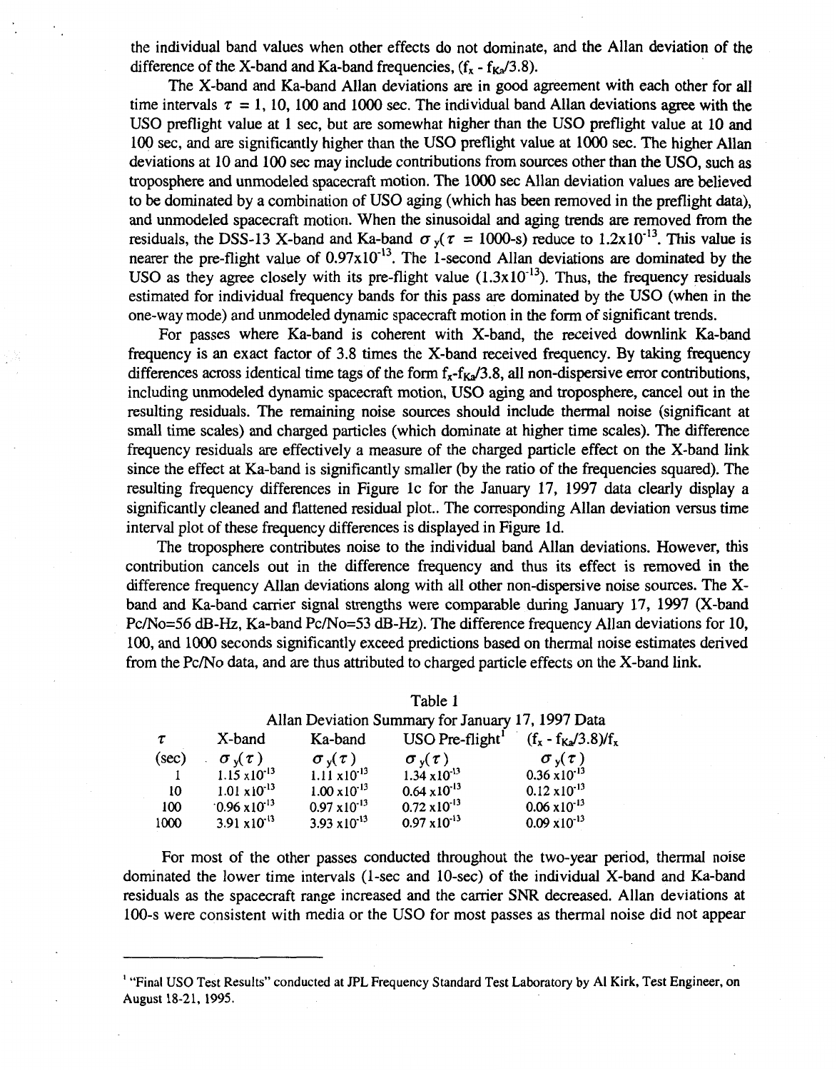the individual band values when other effects do not dominate, and the Allan deviation of the difference of the X-band and Ka-band frequencies, ($f_x$ - $f_{Ka}$/3.8).

The X-band and Ka-band Allan deviations are in good agreement with each other for all time intervals $\tau$ = 1, 10, 100 and 1000 sec. The individual band Allan deviations agree with the USO preflight value at 1 sec, but are somewhat higher than the USO preflight value at 10 and 100 sec, and are significantly higher than the USO preflight value at 1000 sec. The higher Allan deviations at 10 and 100 sec may include contributions from sources other than the USO, such as troposphere and unmodeled spacecraft motion. The 1000 sec Allan deviation values are believed to be dominated by a combination of USO aging (which has been removed in the preflight data), and unmodeled spacecraft motion. When the sinusoidal and aging trends are removed from the residuals, the DSS-13 X-band and Ka-band $\sigma_y(\tau$ = 1000-s) reduce to $1.2 \times 10^{-13}$. This value is nearer the pre-flight value of $0.97 \times 10^{-13}$. The 1-second Allan deviations are dominated by the USO as they agree closely with its pre-flight value ($1.3 \times 10^{-13}$). Thus, the frequency residuals estimated for individual frequency bands for this pass are dominated by the USO (when in the one-way mode) and unmodeled dynamic spacecraft motion in the form of significant trends.

For passes where Ka-band is coherent with X-band, the received downlink Ka-band frequency is an exact factor of 3.8 times the X-band received frequency. By taking frequency differences across identical time tags of the form $f_x$-$f_{Ka}$/3.8, all non-dispersive error contributions, including unmodeled dynamic spacecraft motion, USO aging and troposphere, cancel out in the resulting residuals. The remaining noise sources should include thermal noise (significant at small time scales) and charged particles (which dominate at higher time scales). The difference frequency residuals are effectively a measure of the charged particle effect on the X-band link since the effect at Ka-band is significantly smaller (by the ratio of the frequencies squared). The resulting frequency differences in Figure 1c for the January 17, 1997 data clearly display a significantly cleaned and flattened residual plot.. The corresponding Allan deviation versus time interval plot of these frequency differences is displayed in Figure 1d.

The troposphere contributes noise to the individual band Allan deviations. However, this contribution cancels out in the difference frequency and thus its effect is removed in the difference frequency Allan deviations along with all other non-dispersive noise sources. The X-band and Ka-band carrier signal strengths were comparable during January 17, 1997 (X-band Pc/No=56 dB-Hz, Ka-band Pc/No=53 dB-Hz). The difference frequency Allan deviations for 10, 100, and 1000 seconds significantly exceed predictions based on thermal noise estimates derived from the Pc/No data, and are thus attributed to charged particle effects on the X-band link.

Table 1
Allan Deviation Summary for January 17, 1997 Data

| $\tau$ (sec) | X-band $\sigma_y(\tau)$ | Ka-band $\sigma_y(\tau)$ | USO Pre-flight[1] $\sigma_y(\tau)$ | $(f_x - f_{Ka}/3.8)/f_x$ $\sigma_y(\tau)$ |
|---|---|---|---|---|
| 1 | $1.15 \times 10^{-13}$ | $1.11 \times 10^{-13}$ | $1.34 \times 10^{-13}$ | $0.36 \times 10^{-13}$ |
| 10 | $1.01 \times 10^{-13}$ | $1.00 \times 10^{-13}$ | $0.64 \times 10^{-13}$ | $0.12 \times 10^{-13}$ |
| 100 | $0.96 \times 10^{-13}$ | $0.97 \times 10^{-13}$ | $0.72 \times 10^{-13}$ | $0.06 \times 10^{-13}$ |
| 1000 | $3.91 \times 10^{-13}$ | $3.93 \times 10^{-13}$ | $0.97 \times 10^{-13}$ | $0.09 \times 10^{-13}$ |

For most of the other passes conducted throughout the two-year period, thermal noise dominated the lower time intervals (1-sec and 10-sec) of the individual X-band and Ka-band residuals as the spacecraft range increased and the carrier SNR decreased. Allan deviations at 100-s were consistent with media or the USO for most passes as thermal noise did not appear

[1] "Final USO Test Results" conducted at JPL Frequency Standard Test Laboratory by Al Kirk, Test Engineer, on August 18-21, 1995.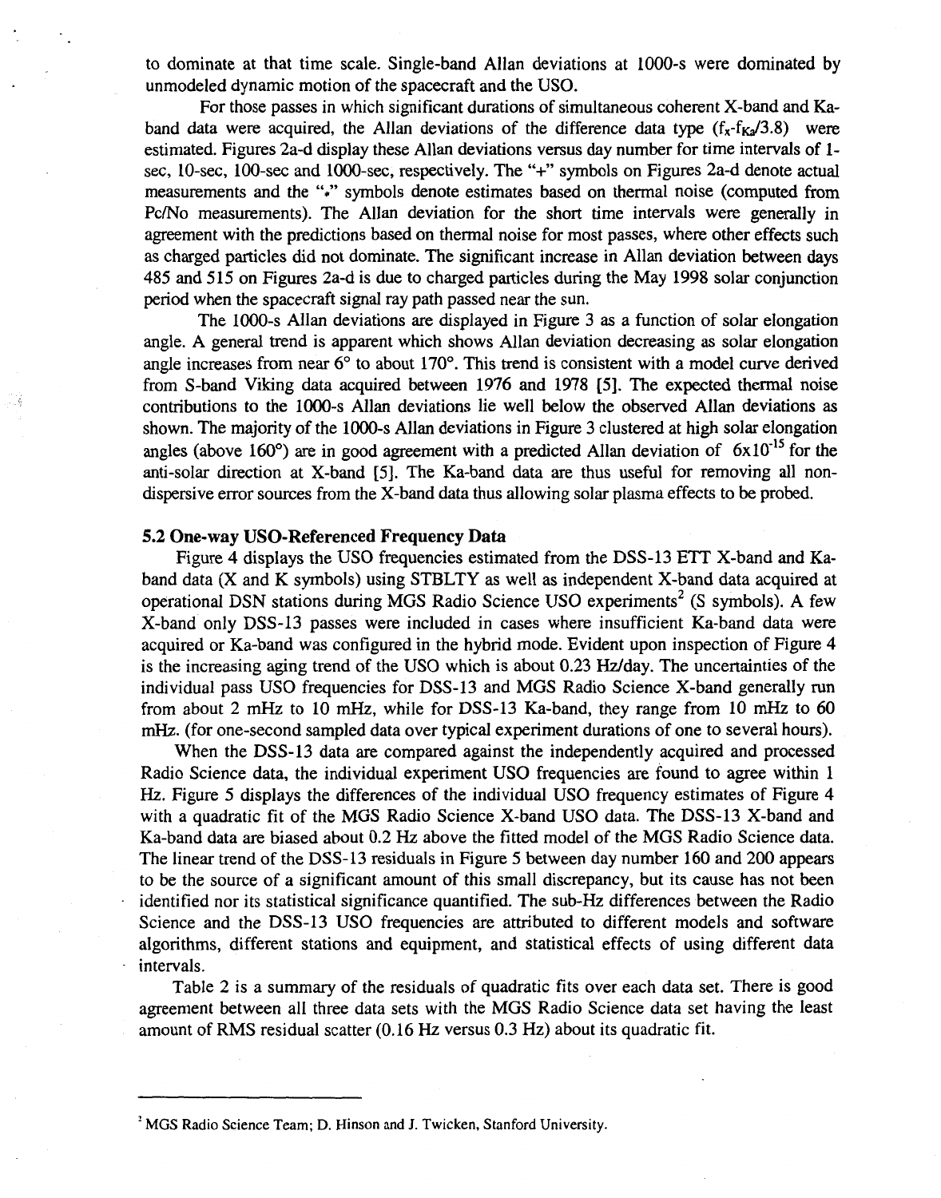to dominate at that time scale. Single-band Allan deviations at 1000-s were dominated by unmodeled dynamic motion of the spacecraft and the USO.

For those passes in which significant durations of simultaneous coherent X-band and Ka-band data were acquired, the Allan deviations of the difference data type ($f_X$-$f_{Ka}$/3.8) were estimated. Figures 2a-d display these Allan deviations versus day number for time intervals of 1-sec, 10-sec, 100-sec and 1000-sec, respectively. The "+" symbols on Figures 2a-d denote actual measurements and the "*" symbols denote estimates based on thermal noise (computed from Pc/No measurements). The Allan deviation for the short time intervals were generally in agreement with the predictions based on thermal noise for most passes, where other effects such as charged particles did not dominate. The significant increase in Allan deviation between days 485 and 515 on Figures 2a-d is due to charged particles during the May 1998 solar conjunction period when the spacecraft signal ray path passed near the sun.

The 1000-s Allan deviations are displayed in Figure 3 as a function of solar elongation angle. A general trend is apparent which shows Allan deviation decreasing as solar elongation angle increases from near 6° to about 170°. This trend is consistent with a model curve derived from S-band Viking data acquired between 1976 and 1978 [5]. The expected thermal noise contributions to the 1000-s Allan deviations lie well below the observed Allan deviations as shown. The majority of the 1000-s Allan deviations in Figure 3 clustered at high solar elongation angles (above 160°) are in good agreement with a predicted Allan deviation of $6\times10^{-15}$ for the anti-solar direction at X-band [5]. The Ka-band data are thus useful for removing all non-dispersive error sources from the X-band data thus allowing solar plasma effects to be probed.

### 5.2 One-way USO-Referenced Frequency Data

Figure 4 displays the USO frequencies estimated from the DSS-13 ETT X-band and Ka-band data (X and K symbols) using STBLTY as well as independent X-band data acquired at operational DSN stations during MGS Radio Science USO experiments[2] (S symbols). A few X-band only DSS-13 passes were included in cases where insufficient Ka-band data were acquired or Ka-band was configured in the hybrid mode. Evident upon inspection of Figure 4 is the increasing aging trend of the USO which is about 0.23 Hz/day. The uncertainties of the individual pass USO frequencies for DSS-13 and MGS Radio Science X-band generally run from about 2 mHz to 10 mHz, while for DSS-13 Ka-band, they range from 10 mHz to 60 mHz. (for one-second sampled data over typical experiment durations of one to several hours).

When the DSS-13 data are compared against the independently acquired and processed Radio Science data, the individual experiment USO frequencies are found to agree within 1 Hz. Figure 5 displays the differences of the individual USO frequency estimates of Figure 4 with a quadratic fit of the MGS Radio Science X-band USO data. The DSS-13 X-band and Ka-band data are biased about 0.2 Hz above the fitted model of the MGS Radio Science data. The linear trend of the DSS-13 residuals in Figure 5 between day number 160 and 200 appears to be the source of a significant amount of this small discrepancy, but its cause has not been identified nor its statistical significance quantified. The sub-Hz differences between the Radio Science and the DSS-13 USO frequencies are attributed to different models and software algorithms, different stations and equipment, and statistical effects of using different data intervals.

Table 2 is a summary of the residuals of quadratic fits over each data set. There is good agreement between all three data sets with the MGS Radio Science data set having the least amount of RMS residual scatter (0.16 Hz versus 0.3 Hz) about its quadratic fit.

---

[2] MGS Radio Science Team; D. Hinson and J. Twicken, Stanford University.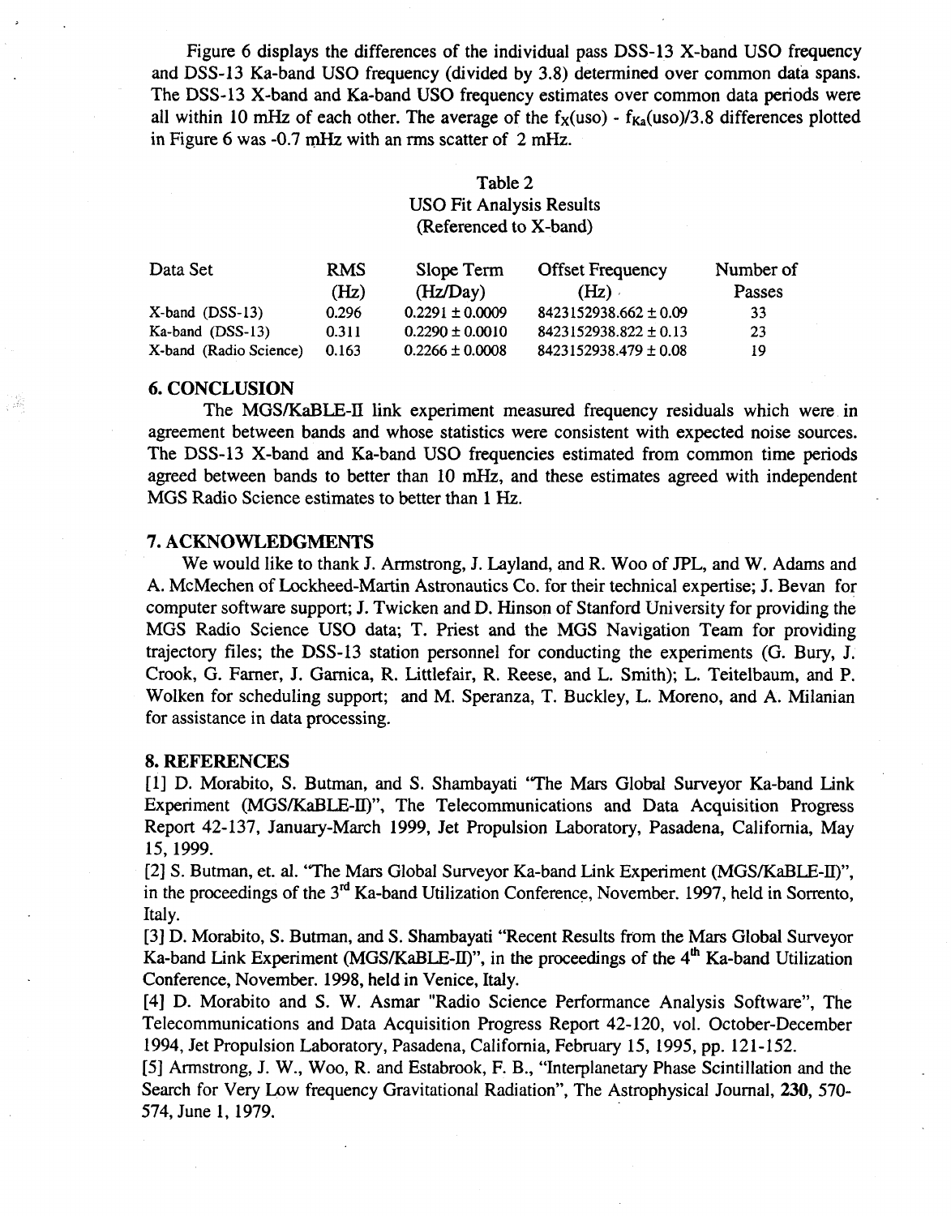Figure 6 displays the differences of the individual pass DSS-13 X-band USO frequency and DSS-13 Ka-band USO frequency (divided by 3.8) determined over common data spans. The DSS-13 X-band and Ka-band USO frequency estimates over common data periods were all within 10 mHz of each other. The average of the $f_X(uso)$ - $f_{Ka}(uso)/3.8$ differences plotted in Figure 6 was -0.7 mHz with an rms scatter of 2 mHz.

Table 2
USO Fit Analysis Results
(Referenced to X-band)

| Data Set | RMS (Hz) | Slope Term (Hz/Day) | Offset Frequency (Hz) | Number of Passes |
|---|---|---|---|---|
| X-band (DSS-13) | 0.296 | 0.2291 ± 0.0009 | 8423152938.662 ± 0.09 | 33 |
| Ka-band (DSS-13) | 0.311 | 0.2290 ± 0.0010 | 8423152938.822 ± 0.13 | 23 |
| X-band (Radio Science) | 0.163 | 0.2266 ± 0.0008 | 8423152938.479 ± 0.08 | 19 |

## 6. CONCLUSION

The MGS/KaBLE-II link experiment measured frequency residuals which were in agreement between bands and whose statistics were consistent with expected noise sources. The DSS-13 X-band and Ka-band USO frequencies estimated from common time periods agreed between bands to better than 10 mHz, and these estimates agreed with independent MGS Radio Science estimates to better than 1 Hz.

## 7. ACKNOWLEDGMENTS

We would like to thank J. Armstrong, J. Layland, and R. Woo of JPL, and W. Adams and A. McMechen of Lockheed-Martin Astronautics Co. for their technical expertise; J. Bevan for computer software support; J. Twicken and D. Hinson of Stanford University for providing the MGS Radio Science USO data; T. Priest and the MGS Navigation Team for providing trajectory files; the DSS-13 station personnel for conducting the experiments (G. Bury, J. Crook, G. Farner, J. Garnica, R. Littlefair, R. Reese, and L. Smith); L. Teitelbaum, and P. Wolken for scheduling support; and M. Speranza, T. Buckley, L. Moreno, and A. Milanian for assistance in data processing.

## 8. REFERENCES

[1] D. Morabito, S. Butman, and S. Shambayati "The Mars Global Surveyor Ka-band Link Experiment (MGS/KaBLE-II)", The Telecommunications and Data Acquisition Progress Report 42-137, January-March 1999, Jet Propulsion Laboratory, Pasadena, California, May 15, 1999.

[2] S. Butman, et. al. "The Mars Global Surveyor Ka-band Link Experiment (MGS/KaBLE-II)", in the proceedings of the 3rd Ka-band Utilization Conference, November. 1997, held in Sorrento, Italy.

[3] D. Morabito, S. Butman, and S. Shambayati "Recent Results from the Mars Global Surveyor Ka-band Link Experiment (MGS/KaBLE-II)", in the proceedings of the 4th Ka-band Utilization Conference, November. 1998, held in Venice, Italy.

[4] D. Morabito and S. W. Asmar "Radio Science Performance Analysis Software", The Telecommunications and Data Acquisition Progress Report 42-120, vol. October-December 1994, Jet Propulsion Laboratory, Pasadena, California, February 15, 1995, pp. 121-152.

[5] Armstrong, J. W., Woo, R. and Estabrook, F. B., "Interplanetary Phase Scintillation and the Search for Very Low frequency Gravitational Radiation", The Astrophysical Journal, **230**, 570-574, June 1, 1979.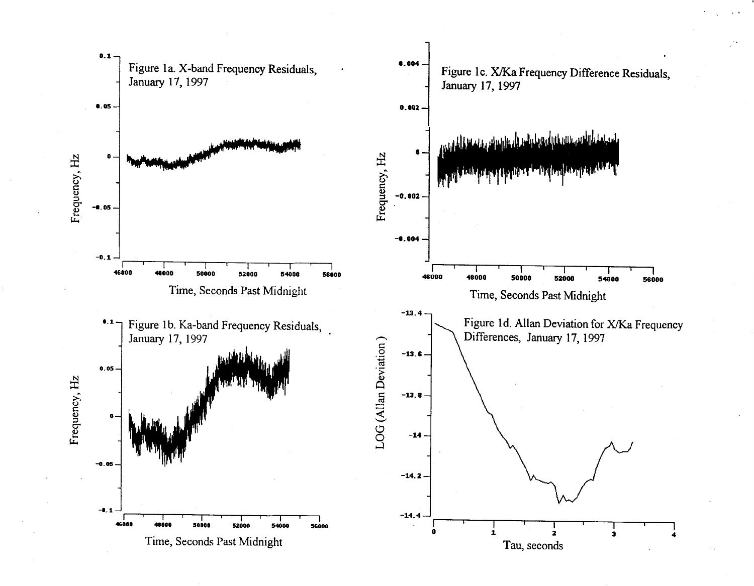Figure 1a. X-band Frequency Residuals, January 17, 1997

Figure 1b. Ka-band Frequency Residuals, January 17, 1997

Figure 1c. X/Ka Frequency Difference Residuals, January 17, 1997

Figure 1d. Allan Deviation for X/Ka Frequency Differences, January 17, 1997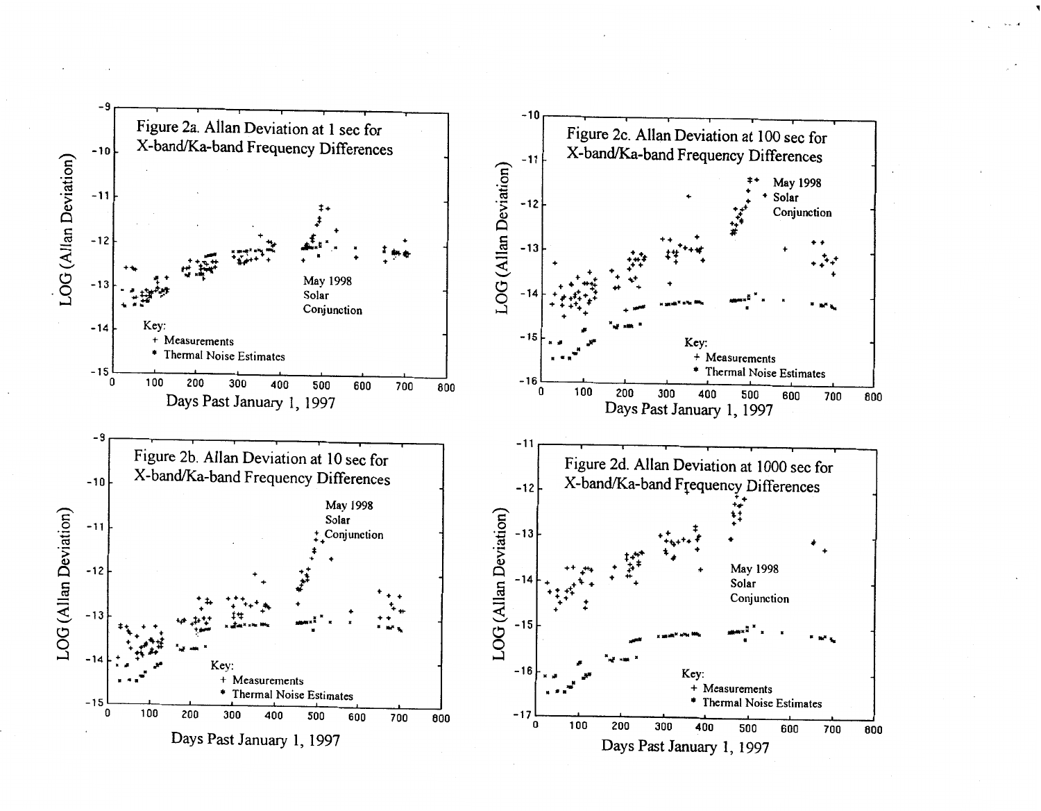Figure 2a. Allan Deviation at 1 sec for X-band/Ka-band Frequency Differences

LOG (Allan Deviation)

Days Past January 1, 1997

May 1998 Solar Conjunction

Key:
+ Measurements
* Thermal Noise Estimates

Figure 2b. Allan Deviation at 10 sec for X-band/Ka-band Frequency Differences

LOG (Allan Deviation)

Days Past January 1, 1997

May 1998 Solar Conjunction

Key:
+ Measurements
* Thermal Noise Estimates

Figure 2c. Allan Deviation at 100 sec for X-band/Ka-band Frequency Differences

LOG (Allan Deviation)

Days Past January 1, 1997

May 1998 Solar Conjunction

Key:
+ Measurements
* Thermal Noise Estimates

Figure 2d. Allan Deviation at 1000 sec for X-band/Ka-band Frequency Differences

LOG (Allan Deviation)

Days Past January 1, 1997

May 1998 Solar Conjunction

Key:
+ Measurements
* Thermal Noise Estimates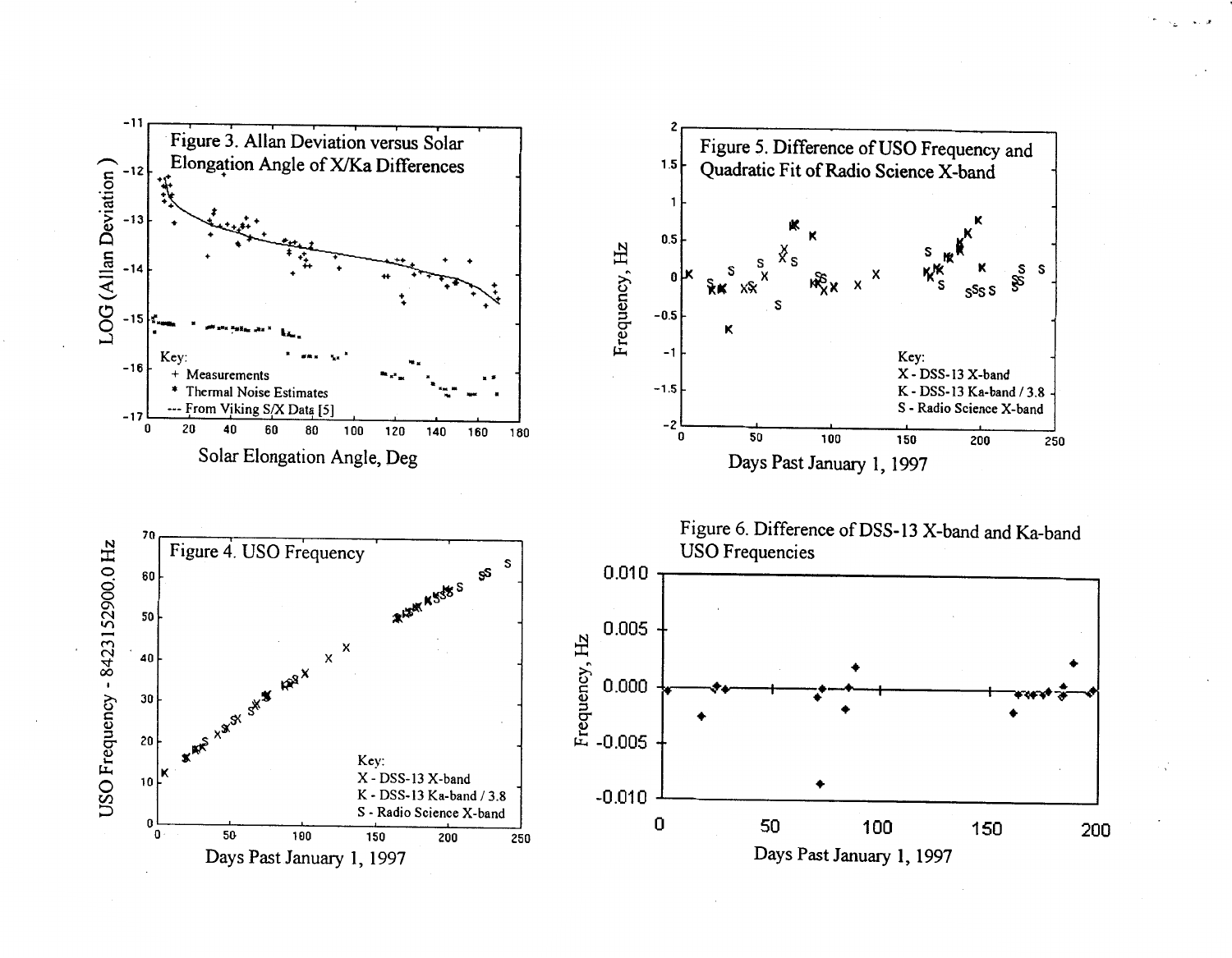Figure 3. Allan Deviation versus Solar Elongation Angle of X/Ka Differences

LOG (Allan Deviation)

-11
-12
-13
-14
-15
-16
-17

0 20 40 60 80 100 120 140 160 180

Solar Elongation Angle, Deg

Key:
+ Measurements
* Thermal Noise Estimates
--- From Viking S/X Data [5]

Figure 5. Difference of USO Frequency and Quadratic Fit of Radio Science X-band

Frequency, Hz

2
1.5
1
0.5
0
-0.5
-1
-1.5
-2

0 50 100 150 200 250

Days Past January 1, 1997

Key:
X - DSS-13 X-band
K - DSS-13 Ka-band / 3.8
S - Radio Science X-band

Figure 4. USO Frequency

USO Frequency - 8423152900.0 Hz

70
60
50
40
30
20
10
0

0 50 100 150 200 250

Days Past January 1, 1997

Key:
X - DSS-13 X-band
K - DSS-13 Ka-band / 3.8
S - Radio Science X-band

Figure 6. Difference of DSS-13 X-band and Ka-band USO Frequencies

Frequency, Hz

0.010
0.005
0.000
-0.005
-0.010

0 50 100 150 200

Days Past January 1, 1997